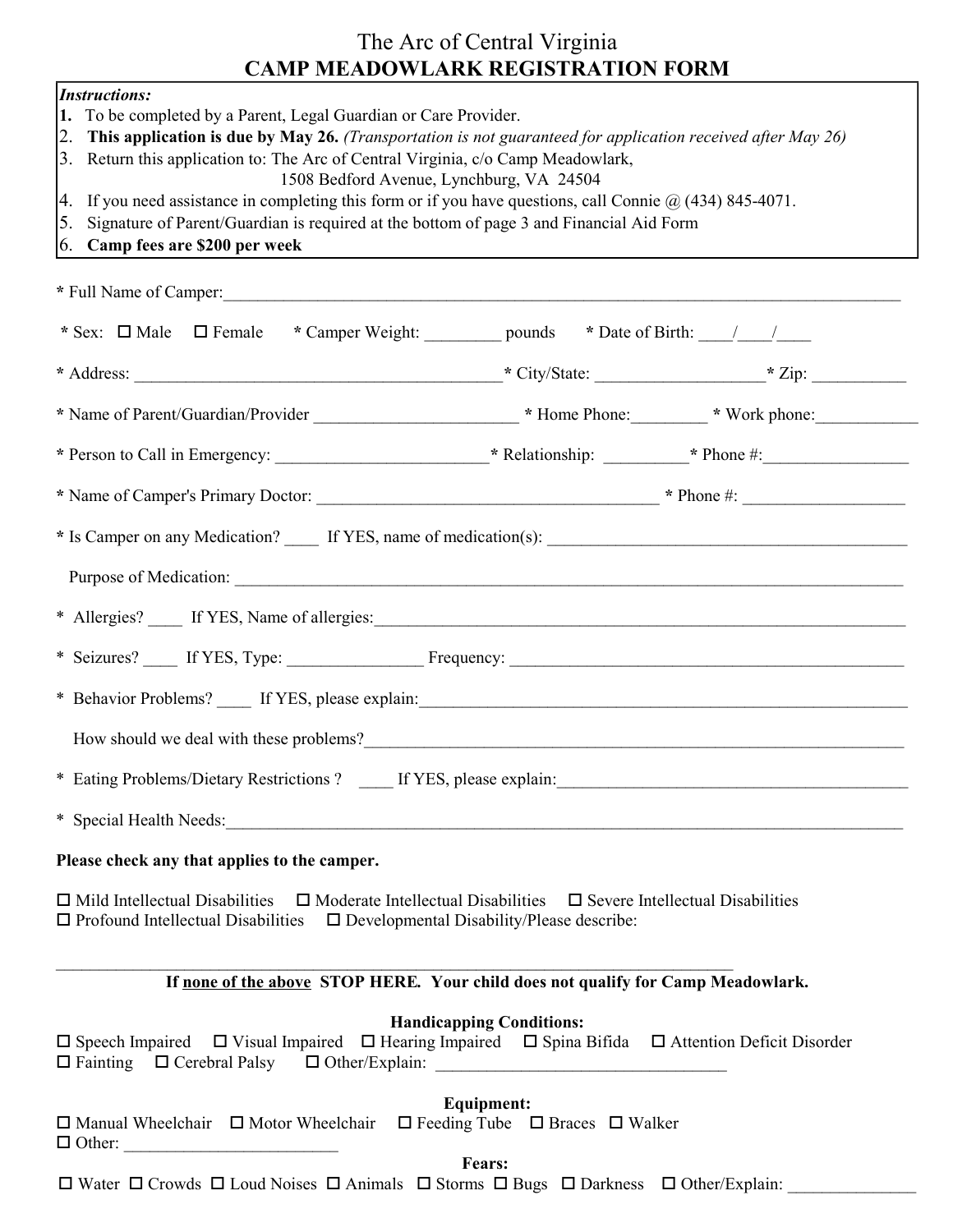# The Arc of Central Virginia

## CAMP MEADOWLARK REGISTRATION FORM

***Instructions:***

1. To be completed by a Parent, Legal Guardian or Care Provider.
2. **This application is due by May 26.** *(Transportation is not guaranteed for application received after May 26)*
3. Return this application to: The Arc of Central Virginia, c/o Camp Meadowlark, 1508 Bedford Avenue, Lynchburg, VA 24504
4. If you need assistance in completing this form or if you have questions, call Connie @ (434) 845-4071.
5. Signature of Parent/Guardian is required at the bottom of page 3 and Financial Aid Form
6. **Camp fees are $200 per week**

**\*** Full Name of Camper:\_\_\_\_\_\_\_\_\_\_\_\_\_\_\_\_\_\_\_\_\_\_\_\_\_\_\_\_\_\_\_\_\_\_\_\_\_\_\_\_

**\*** Sex: ☐ Male ☐ Female **\*** Camper Weight: \_\_\_\_\_\_\_\_\_ pounds **\*** Date of Birth: \_\_\_\_/\_\_\_\_/\_\_\_\_

**\*** Address: \_\_\_\_\_\_\_\_\_\_\_\_\_\_\_\_\_\_\_\_\_\_\_\_\_\_\_\_ **\*** City/State: \_\_\_\_\_\_\_\_\_\_\_\_\_\_\_\_\_\_\_ **\*** Zip: \_\_\_\_\_\_\_\_\_\_\_

**\*** Name of Parent/Guardian/Provider \_\_\_\_\_\_\_\_\_\_\_\_\_\_\_\_\_\_\_\_\_\_\_\_ **\*** Home Phone:\_\_\_\_\_\_\_\_\_ **\*** Work phone:\_\_\_\_\_\_\_\_\_\_\_\_

**\*** Person to Call in Emergency: \_\_\_\_\_\_\_\_\_\_\_\_\_\_\_\_\_\_\_\_\_\_\_\_\_ **\*** Relationship: \_\_\_\_\_\_\_\_\_\_ **\*** Phone #:\_\_\_\_\_\_\_\_\_\_\_\_\_\_\_\_\_

**\*** Name of Camper's Primary Doctor: \_\_\_\_\_\_\_\_\_\_\_\_\_\_\_\_\_\_\_\_\_\_\_\_\_\_\_\_\_\_\_\_\_\_\_\_\_\_\_\_ **\*** Phone #: \_\_\_\_\_\_\_\_\_\_\_\_\_\_\_\_\_\_\_

**\*** Is Camper on any Medication? \_\_\_\_ If YES, name of medication(s): \_\_\_\_\_\_\_\_\_\_\_\_\_\_\_\_\_\_\_\_\_\_\_\_\_\_\_\_\_\_\_\_\_\_\_\_\_\_\_\_

Purpose of Medication: \_\_\_\_\_\_\_\_\_\_\_\_\_\_\_\_\_\_\_\_\_\_\_\_\_\_\_\_\_\_\_\_\_\_\_\_\_\_\_\_\_\_\_\_\_\_\_\_\_\_\_\_\_\_\_\_

\* Allergies? \_\_\_\_ If YES, Name of allergies:\_\_\_\_\_\_\_\_\_\_\_\_\_\_\_\_\_\_\_\_\_\_\_\_\_\_\_\_\_\_\_\_\_\_\_\_\_\_\_\_\_\_\_\_

\* Seizures? \_\_\_\_ If YES, Type: \_\_\_\_\_\_\_\_\_\_\_\_\_\_\_\_ Frequency: \_\_\_\_\_\_\_\_\_\_\_\_\_\_\_\_\_\_\_\_\_\_\_\_\_\_\_\_\_\_\_\_\_\_\_\_

\* Behavior Problems? \_\_\_\_ If YES, please explain:\_\_\_\_\_\_\_\_\_\_\_\_\_\_\_\_\_\_\_\_\_\_\_\_\_\_\_\_\_\_\_\_\_\_\_\_\_\_\_\_\_\_

How should we deal with these problems?\_\_\_\_\_\_\_\_\_\_\_\_\_\_\_\_\_\_\_\_\_\_\_\_\_\_\_\_\_\_\_\_\_\_\_\_\_\_\_\_\_\_\_\_

\* Eating Problems/Dietary Restrictions ? \_\_\_\_ If YES, please explain:\_\_\_\_\_\_\_\_\_\_\_\_\_\_\_\_\_\_\_\_\_\_\_\_\_\_\_\_\_\_\_\_\_\_

\* Special Health Needs:\_\_\_\_\_\_\_\_\_\_\_\_\_\_\_\_\_\_\_\_\_\_\_\_\_\_\_\_\_\_\_\_\_\_\_\_\_\_\_\_\_\_\_\_\_\_\_\_\_\_\_\_\_\_\_\_\_\_\_\_

**Please check any that applies to the camper.**

☐ Mild Intellectual Disabilities ☐ Moderate Intellectual Disabilities ☐ Severe Intellectual Disabilities
☐ Profound Intellectual Disabilities ☐ Developmental Disability/Please describe:

\_\_\_\_\_\_\_\_\_\_\_\_\_\_\_\_\_\_\_\_\_\_\_\_\_\_\_\_\_\_\_\_\_\_\_\_\_\_\_\_\_\_\_\_\_\_\_\_\_\_\_\_\_\_\_\_\_\_\_\_\_\_\_\_\_\_

**If none of the above STOP HERE. Your child does not qualify for Camp Meadowlark.**

**Handicapping Conditions:**

☐ Speech Impaired ☐ Visual Impaired ☐ Hearing Impaired ☐ Spina Bifida ☐ Attention Deficit Disorder
☐ Fainting ☐ Cerebral Palsy ☐ Other/Explain: \_\_\_\_\_\_\_\_\_\_\_\_\_\_\_\_\_\_\_\_\_\_\_\_\_\_\_\_\_\_\_\_\_\_\_

**Equipment:**

☐ Manual Wheelchair ☐ Motor Wheelchair ☐ Feeding Tube ☐ Braces ☐ Walker
☐ Other: \_\_\_\_\_\_\_\_\_\_\_\_\_\_\_\_\_\_\_\_\_\_\_\_\_\_

**Fears:**

☐ Water ☐ Crowds ☐ Loud Noises ☐ Animals ☐ Storms ☐ Bugs ☐ Darkness ☐ Other/Explain: \_\_\_\_\_\_\_\_\_\_\_\_\_\_\_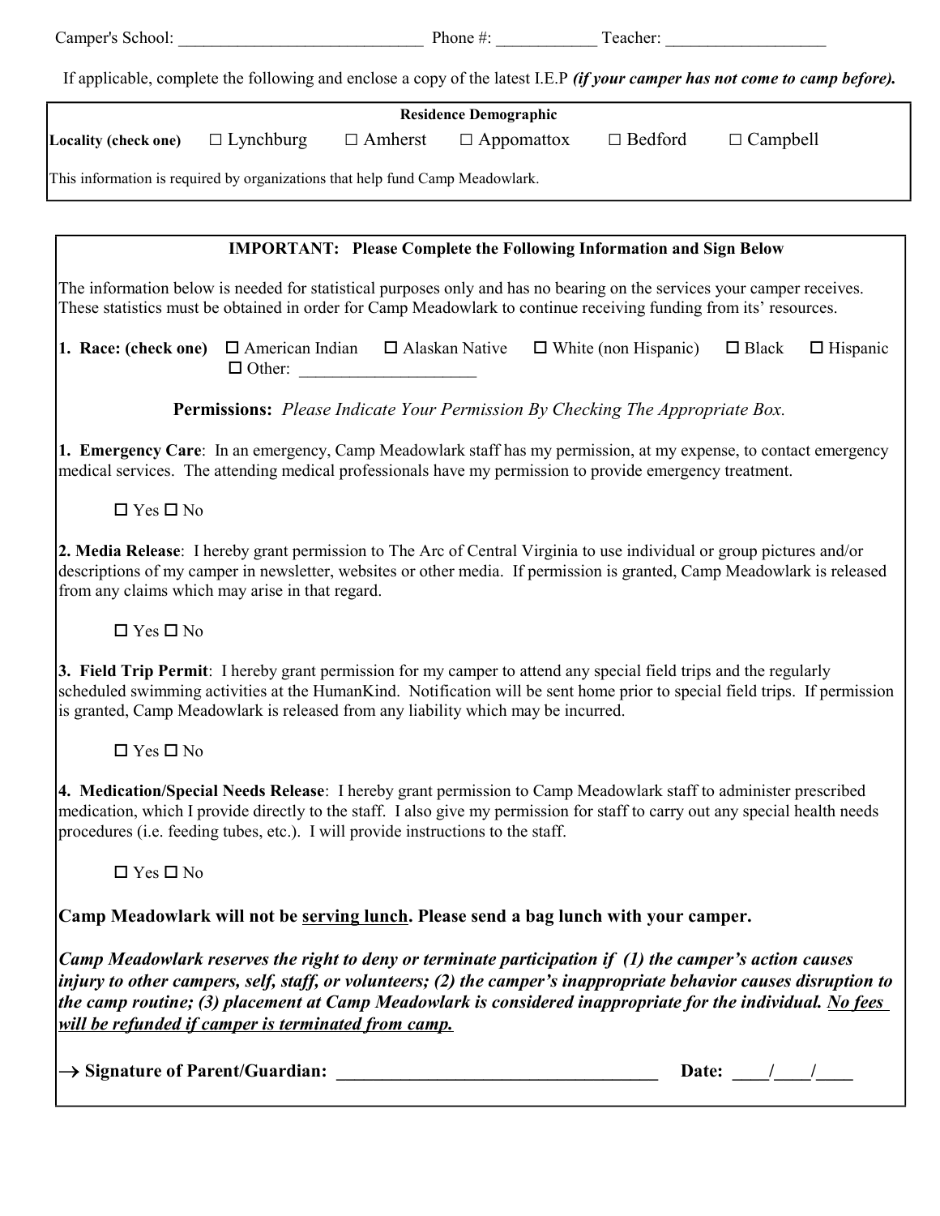Camper's School: ____________________________ Phone #: ___________ Teacher: __________________

If applicable, complete the following and enclose a copy of the latest I.E.P ***(if your camper has not come to camp before).***

| **Residence Demographic** | | | | | |
|---|---|---|---|---|---|
| **Locality (check one)** | ☐ Lynchburg | ☐ Amherst | ☐ Appomattox | ☐ Bedford | ☐ Campbell |

This information is required by organizations that help fund Camp Meadowlark.

**IMPORTANT: Please Complete the Following Information and Sign Below**

The information below is needed for statistical purposes only and has no bearing on the services your camper receives. These statistics must be obtained in order for Camp Meadowlark to continue receiving funding from its' resources.

**1. Race: (check one)** ☐ American Indian ☐ Alaskan Native ☐ White (non Hispanic) ☐ Black ☐ Hispanic ☐ Other: ____________________

**Permissions:** *Please Indicate Your Permission By Checking The Appropriate Box.*

**1. Emergency Care**: In an emergency, Camp Meadowlark staff has my permission, at my expense, to contact emergency medical services. The attending medical professionals have my permission to provide emergency treatment.

☐ Yes ☐ No

**2. Media Release**: I hereby grant permission to The Arc of Central Virginia to use individual or group pictures and/or descriptions of my camper in newsletter, websites or other media. If permission is granted, Camp Meadowlark is released from any claims which may arise in that regard.

☐ Yes ☐ No

**3. Field Trip Permit**: I hereby grant permission for my camper to attend any special field trips and the regularly scheduled swimming activities at the HumanKind. Notification will be sent home prior to special field trips. If permission is granted, Camp Meadowlark is released from any liability which may be incurred.

☐ Yes ☐ No

**4. Medication/Special Needs Release**: I hereby grant permission to Camp Meadowlark staff to administer prescribed medication, which I provide directly to the staff. I also give my permission for staff to carry out any special health needs procedures (i.e. feeding tubes, etc.). I will provide instructions to the staff.

☐ Yes ☐ No

**Camp Meadowlark will not be <u>serving lunch</u>. Please send a bag lunch with your camper.**

***Camp Meadowlark reserves the right to deny or terminate participation if (1) the camper's action causes injury to other campers, self, staff, or volunteers; (2) the camper's inappropriate behavior causes disruption to the camp routine; (3) placement at Camp Meadowlark is considered inappropriate for the individual. <u>No fees will be refunded if camper is terminated from camp.</u>***

**→ Signature of Parent/Guardian: ___________________________________ Date: ____/____/____**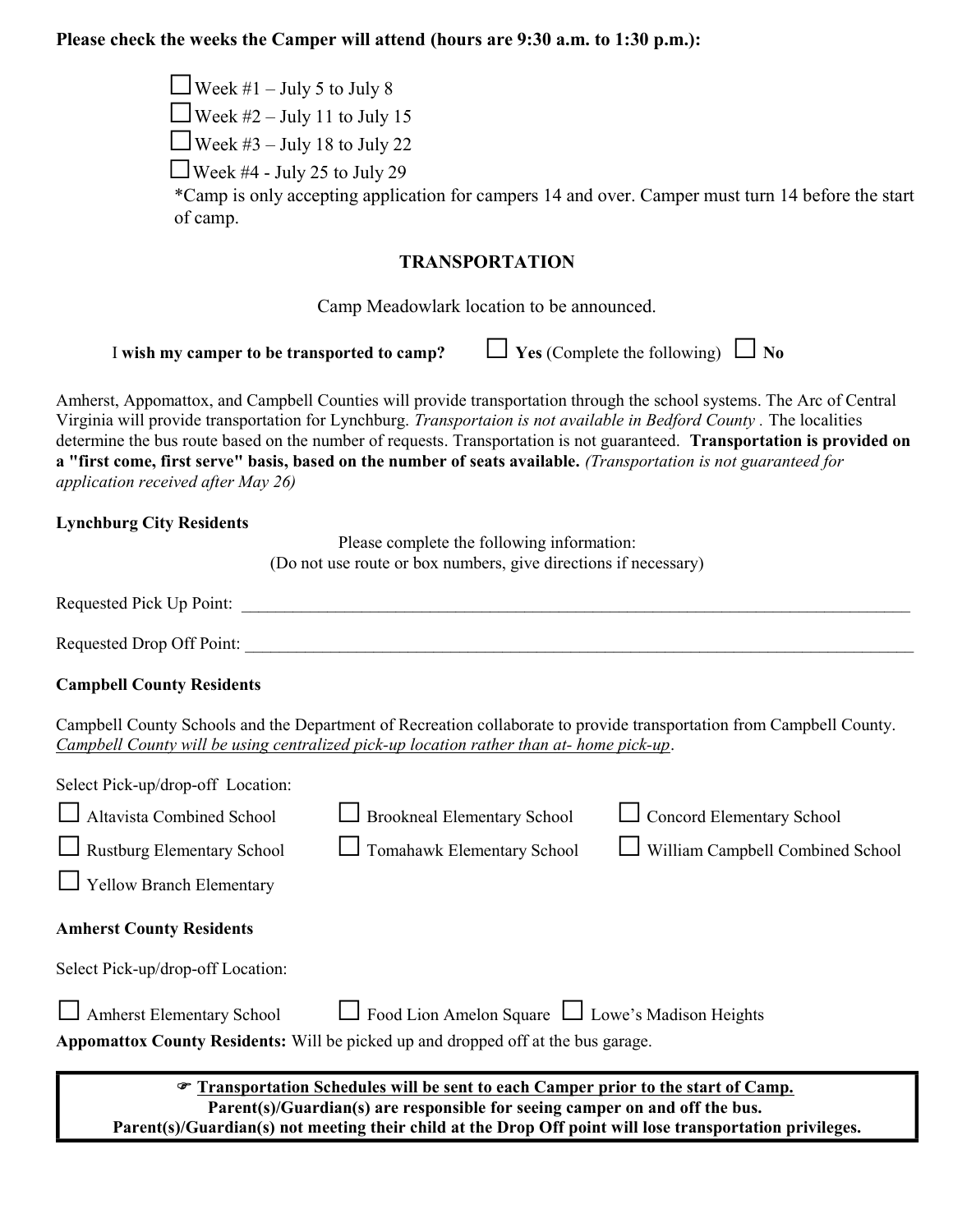**Please check the weeks the Camper will attend (hours are 9:30 a.m. to 1:30 p.m.):**

- ☐ Week #1 – July 5 to July 8
- ☐ Week #2 – July 11 to July 15
- ☐ Week #3 – July 18 to July 22
- ☐ Week #4 - July 25 to July 29

*Camp is only accepting application for campers 14 and over. Camper must turn 14 before the start of camp.

## TRANSPORTATION

Camp Meadowlark location to be announced.

I **wish my camper to be transported to camp?** ☐ **Yes** (Complete the following) ☐ **No**

Amherst, Appomattox, and Campbell Counties will provide transportation through the school systems. The Arc of Central Virginia will provide transportation for Lynchburg. *Transportaion is not available in Bedford County .* The localities determine the bus route based on the number of requests. Transportation is not guaranteed. **Transportation is provided on a "first come, first serve" basis, based on the number of seats available.** *(Transportation is not guaranteed for application received after May 26)*

**Lynchburg City Residents**

Please complete the following information:
(Do not use route or box numbers, give directions if necessary)

Requested Pick Up Point: ______________________________________________

Requested Drop Off Point: ______________________________________________

**Campbell County Residents**

Campbell County Schools and the Department of Recreation collaborate to provide transportation from Campbell County. *Campbell County will be using centralized pick-up location rather than at- home pick-up*.

Select Pick-up/drop-off Location:

- ☐ Altavista Combined School
- ☐ Brookneal Elementary School
- ☐ Concord Elementary School
- ☐ Rustburg Elementary School
- ☐ Tomahawk Elementary School
- ☐ William Campbell Combined School
- ☐ Yellow Branch Elementary

**Amherst County Residents**

Select Pick-up/drop-off Location:

- ☐ Amherst Elementary School
- ☐ Food Lion Amelon Square
- ☐ Lowe's Madison Heights

**Appomattox County Residents:** Will be picked up and dropped off at the bus garage.

**☞ Transportation Schedules will be sent to each Camper prior to the start of Camp.**
**Parent(s)/Guardian(s) are responsible for seeing camper on and off the bus.**
**Parent(s)/Guardian(s) not meeting their child at the Drop Off point will lose transportation privileges.**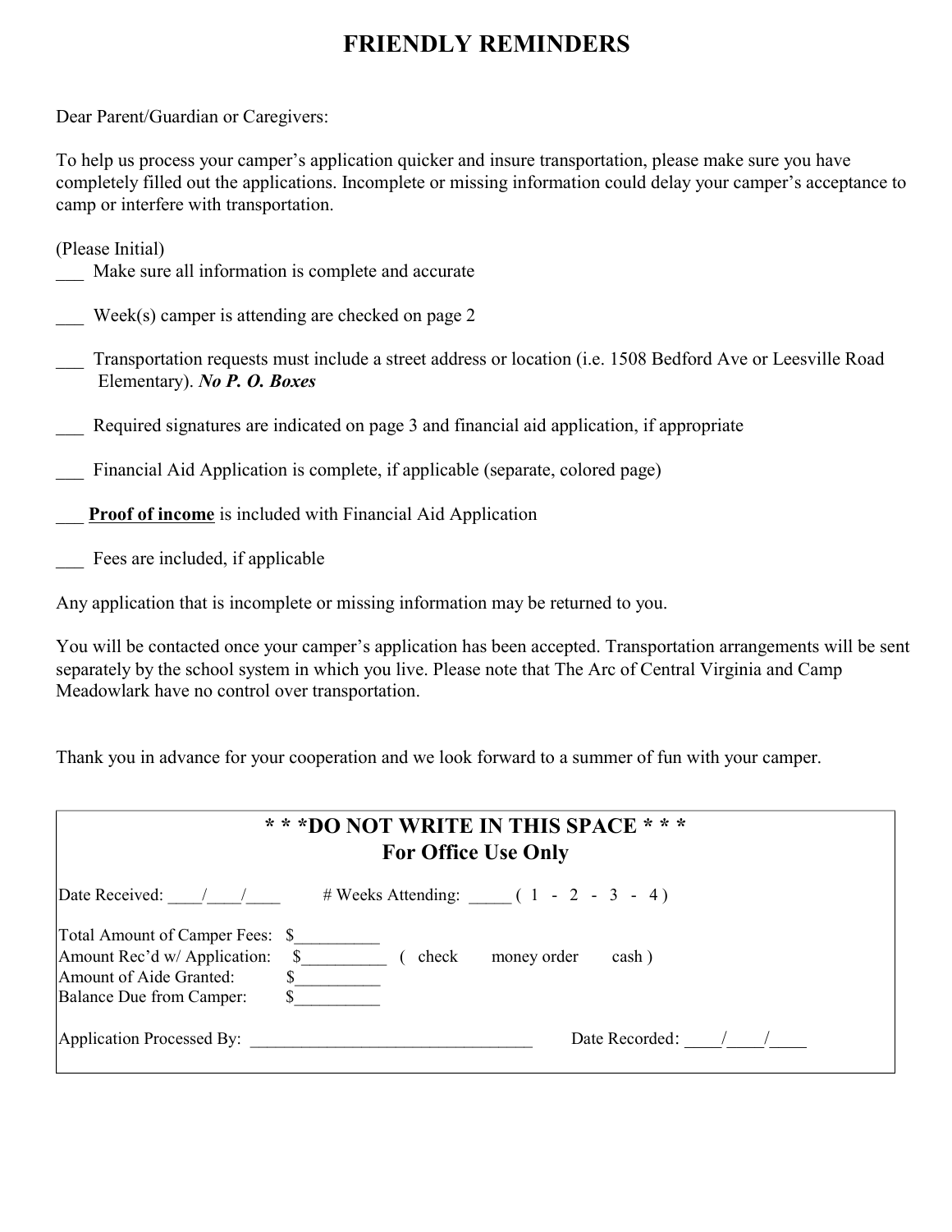# FRIENDLY REMINDERS

Dear Parent/Guardian or Caregivers:

To help us process your camper's application quicker and insure transportation, please make sure you have completely filled out the applications. Incomplete or missing information could delay your camper's acceptance to camp or interfere with transportation.

(Please Initial)

___ Make sure all information is complete and accurate

___ Week(s) camper is attending are checked on page 2

___ Transportation requests must include a street address or location (i.e. 1508 Bedford Ave or Leesville Road Elementary). ***No P. O. Boxes***

___ Required signatures are indicated on page 3 and financial aid application, if appropriate

___ Financial Aid Application is complete, if applicable (separate, colored page)

___ **Proof of income** is included with Financial Aid Application

___ Fees are included, if applicable

Any application that is incomplete or missing information may be returned to you.

You will be contacted once your camper's application has been accepted. Transportation arrangements will be sent separately by the school system in which you live. Please note that The Arc of Central Virginia and Camp Meadowlark have no control over transportation.

Thank you in advance for your cooperation and we look forward to a summer of fun with your camper.

---

**\* \* \*DO NOT WRITE IN THIS SPACE \* \* \***
**For Office Use Only**

Date Received: ____/____/____ # Weeks Attending: _____ ( 1 - 2 - 3 - 4 )

Total Amount of Camper Fees: $__________
Amount Rec'd w/ Application: $__________ ( check money order cash )
Amount of Aide Granted: $__________
Balance Due from Camper: $__________

Application Processed By: _________________________________ Date Recorded: ____/____/____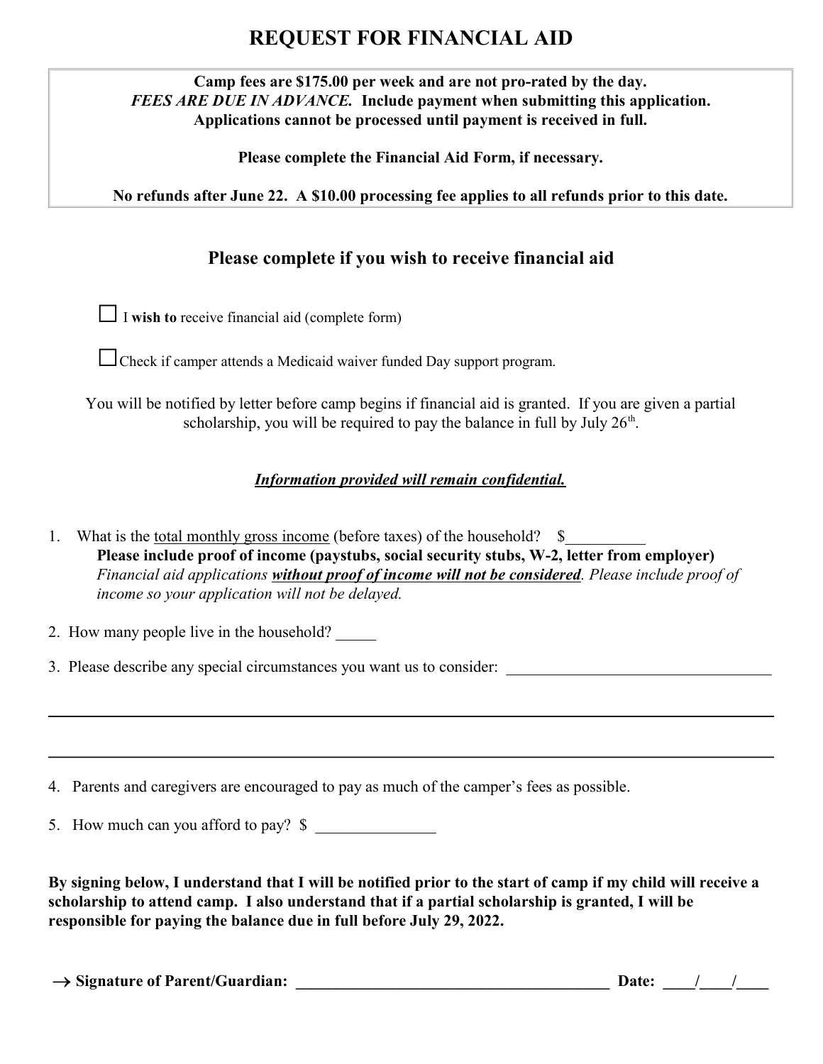# REQUEST FOR FINANCIAL AID

**Camp fees are $175.00 per week and are not pro-rated by the day.**
***FEES ARE DUE IN ADVANCE.*** **Include payment when submitting this application.**
**Applications cannot be processed until payment is received in full.**

**Please complete the Financial Aid Form, if necessary.**

**No refunds after June 22. A $10.00 processing fee applies to all refunds prior to this date.**

## Please complete if you wish to receive financial aid

☐ I **wish to** receive financial aid (complete form)

☐ Check if camper attends a Medicaid waiver funded Day support program.

You will be notified by letter before camp begins if financial aid is granted. If you are given a partial scholarship, you will be required to pay the balance in full by July 26th.

***Information provided will remain confidential.***

1. What is the total monthly gross income (before taxes) of the household? $__________
   **Please include proof of income (paystubs, social security stubs, W-2, letter from employer)**
   *Financial aid applications **without proof of income will not be considered**. Please include proof of income so your application will not be delayed.*

2. How many people live in the household? _____

3. Please describe any special circumstances you want us to consider: _________________________________

_______________________________________________________________________________________________

_______________________________________________________________________________________________

4. Parents and caregivers are encouraged to pay as much of the camper's fees as possible.

5. How much can you afford to pay? $ _______________

**By signing below, I understand that I will be notified prior to the start of camp if my child will receive a scholarship to attend camp. I also understand that if a partial scholarship is granted, I will be responsible for paying the balance due in full before July 29, 2022.**

**→ Signature of Parent/Guardian: ________________________________________ Date: ____/____/____**